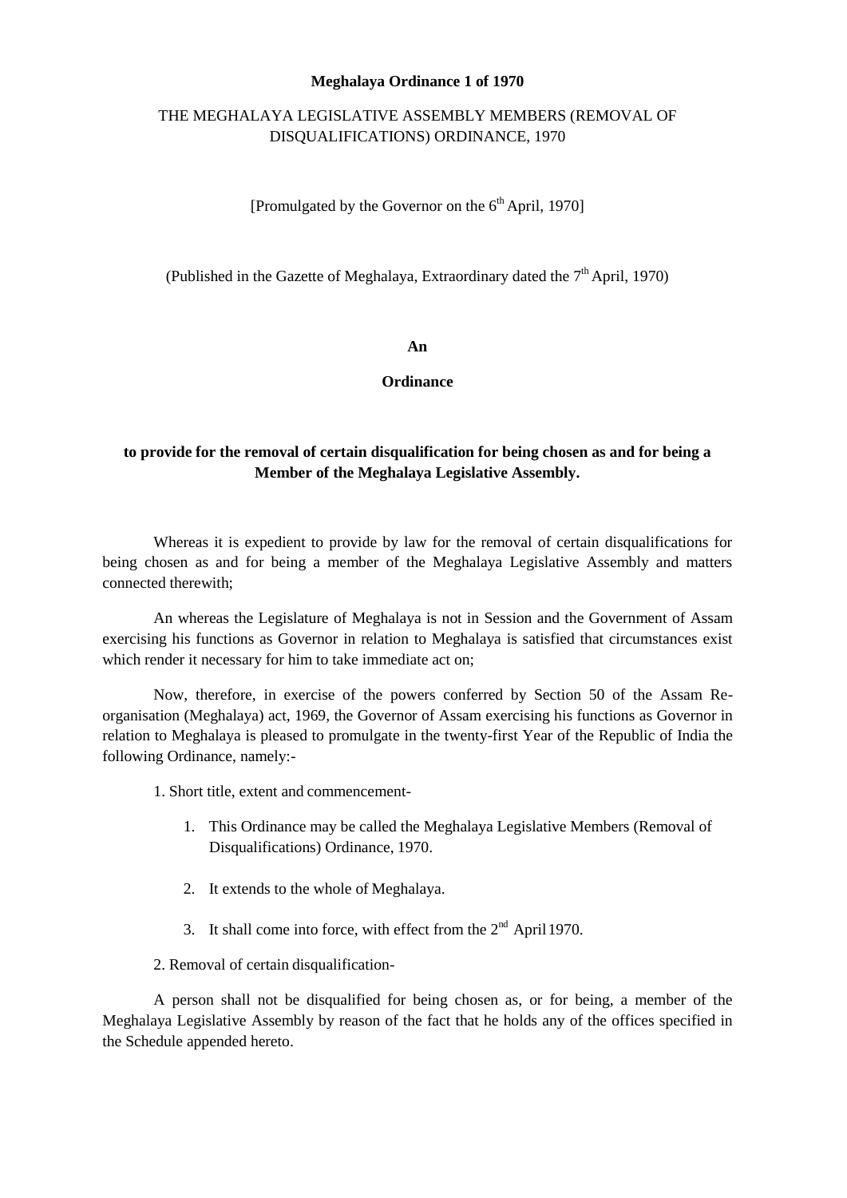**Meghalaya Ordinance 1 of 1970**

THE MEGHALAYA LEGISLATIVE ASSEMBLY MEMBERS (REMOVAL OF DISQUALIFICATIONS) ORDINANCE, 1970

[Promulgated by the Governor on the 6th April, 1970]

(Published in the Gazette of Meghalaya, Extraordinary dated the 7th April, 1970)

**An**

**Ordinance**

**to provide for the removal of certain disqualification for being chosen as and for being a Member of the Meghalaya Legislative Assembly.**

Whereas it is expedient to provide by law for the removal of certain disqualifications for being chosen as and for being a member of the Meghalaya Legislative Assembly and matters connected therewith;

An whereas the Legislature of Meghalaya is not in Session and the Government of Assam exercising his functions as Governor in relation to Meghalaya is satisfied that circumstances exist which render it necessary for him to take immediate act on;

Now, therefore, in exercise of the powers conferred by Section 50 of the Assam Re-organisation (Meghalaya) act, 1969, the Governor of Assam exercising his functions as Governor in relation to Meghalaya is pleased to promulgate in the twenty-first Year of the Republic of India the following Ordinance, namely:-

1. Short title, extent and commencement-

    1. This Ordinance may be called the Meghalaya Legislative Members (Removal of Disqualifications) Ordinance, 1970.

    2. It extends to the whole of Meghalaya.

    3. It shall come into force, with effect from the 2nd April 1970.

2. Removal of certain disqualification-

A person shall not be disqualified for being chosen as, or for being, a member of the Meghalaya Legislative Assembly by reason of the fact that he holds any of the offices specified in the Schedule appended hereto.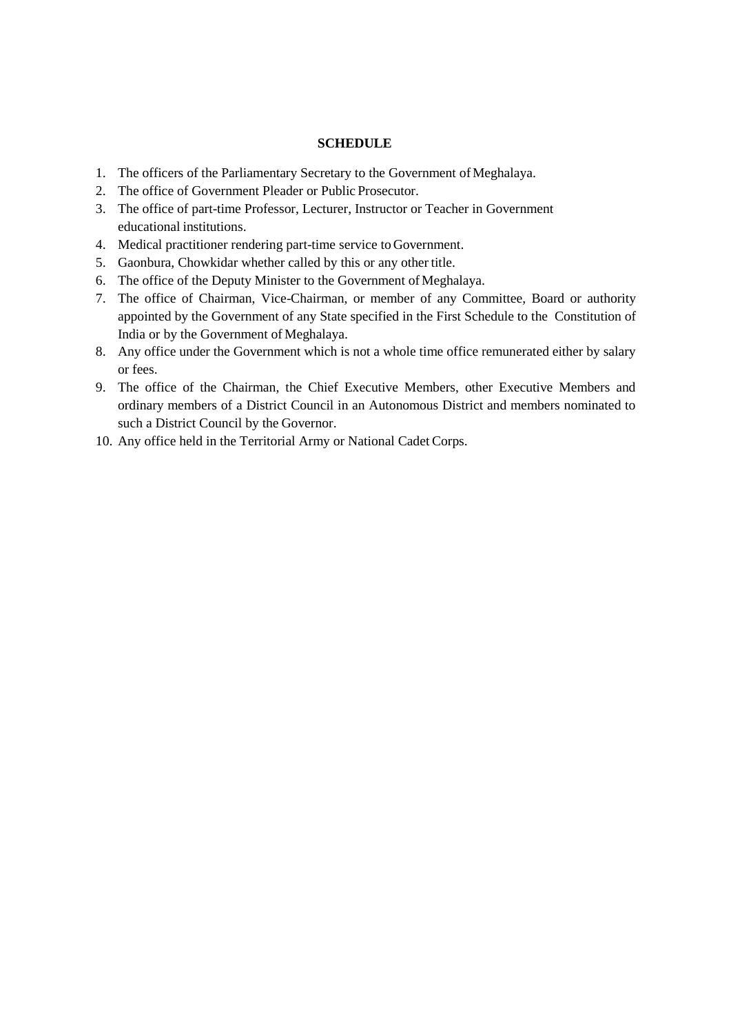**SCHEDULE**

1. The officers of the Parliamentary Secretary to the Government of Meghalaya.
2. The office of Government Pleader or Public Prosecutor.
3. The office of part-time Professor, Lecturer, Instructor or Teacher in Government educational institutions.
4. Medical practitioner rendering part-time service to Government.
5. Gaonbura, Chowkidar whether called by this or any other title.
6. The office of the Deputy Minister to the Government of Meghalaya.
7. The office of Chairman, Vice-Chairman, or member of any Committee, Board or authority appointed by the Government of any State specified in the First Schedule to the Constitution of India or by the Government of Meghalaya.
8. Any office under the Government which is not a whole time office remunerated either by salary or fees.
9. The office of the Chairman, the Chief Executive Members, other Executive Members and ordinary members of a District Council in an Autonomous District and members nominated to such a District Council by the Governor.
10. Any office held in the Territorial Army or National Cadet Corps.